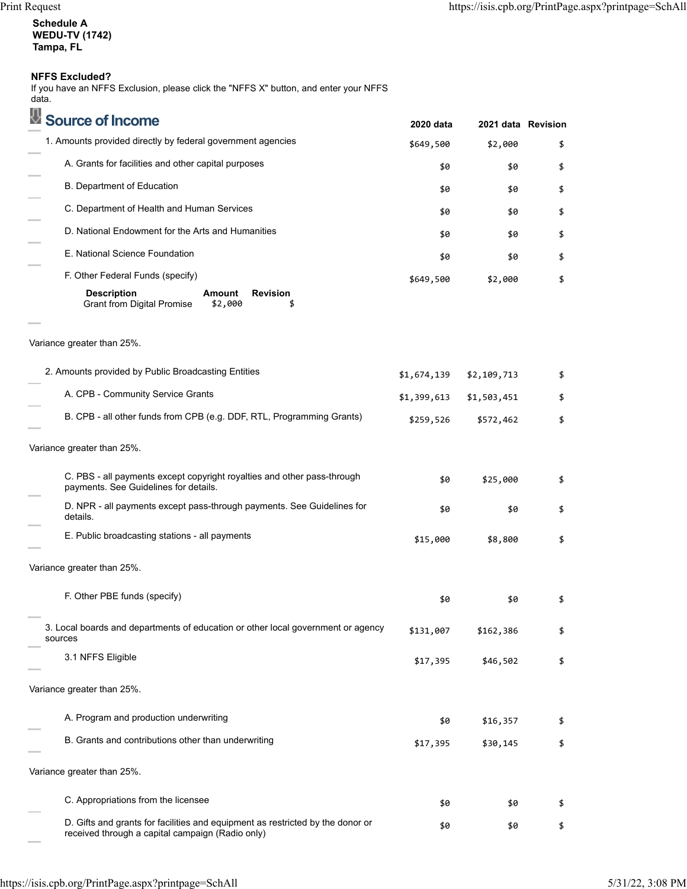**Schedule A**
**WEDU-TV (1742)**
**Tampa, FL**

**NFFS Excluded?**
If you have an NFFS Exclusion, please click the "NFFS X" button, and enter your NFFS data.

## Source of Income

| | 2020 data | 2021 data | Revision |
|---|---|---|---|
| 1. Amounts provided directly by federal government agencies | $649,500 | $2,000 | $ |
| A. Grants for facilities and other capital purposes | $0 | $0 | $ |
| B. Department of Education | $0 | $0 | $ |
| C. Department of Health and Human Services | $0 | $0 | $ |
| D. National Endowment for the Arts and Humanities | $0 | $0 | $ |
| E. National Science Foundation | $0 | $0 | $ |
| F. Other Federal Funds (specify) | $649,500 | $2,000 | $ |

| Description | Amount | Revision |
|---|---|---|
| Grant from Digital Promise | $2,000 | $ |

Variance greater than 25%.

| | 2020 data | 2021 data | Revision |
|---|---|---|---|
| 2. Amounts provided by Public Broadcasting Entities | $1,674,139 | $2,109,713 | $ |
| A. CPB - Community Service Grants | $1,399,613 | $1,503,451 | $ |
| B. CPB - all other funds from CPB (e.g. DDF, RTL, Programming Grants) | $259,526 | $572,462 | $ |

Variance greater than 25%.

| | 2020 data | 2021 data | Revision |
|---|---|---|---|
| C. PBS - all payments except copyright royalties and other pass-through payments. See Guidelines for details. | $0 | $25,000 | $ |
| D. NPR - all payments except pass-through payments. See Guidelines for details. | $0 | $0 | $ |
| E. Public broadcasting stations - all payments | $15,000 | $8,800 | $ |

Variance greater than 25%.

| | 2020 data | 2021 data | Revision |
|---|---|---|---|
| F. Other PBE funds (specify) | $0 | $0 | $ |
| 3. Local boards and departments of education or other local government or agency sources | $131,007 | $162,386 | $ |
| 3.1 NFFS Eligible | $17,395 | $46,502 | $ |

Variance greater than 25%.

| | 2020 data | 2021 data | Revision |
|---|---|---|---|
| A. Program and production underwriting | $0 | $16,357 | $ |
| B. Grants and contributions other than underwriting | $17,395 | $30,145 | $ |

Variance greater than 25%.

| | 2020 data | 2021 data | Revision |
|---|---|---|---|
| C. Appropriations from the licensee | $0 | $0 | $ |
| D. Gifts and grants for facilities and equipment as restricted by the donor or received through a capital campaign (Radio only) | $0 | $0 | $ |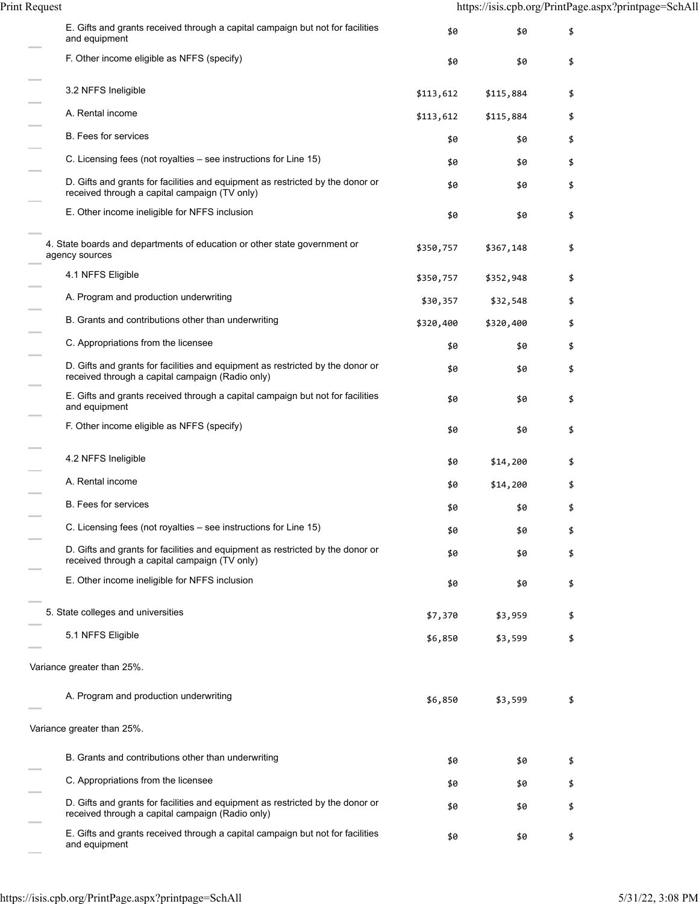| | | | |
|---|---|---|---|
| E. Gifts and grants received through a capital campaign but not for facilities and equipment | $0 | $0 | $ |
| F. Other income eligible as NFFS (specify) | $0 | $0 | $ |
| 3.2 NFFS Ineligible | $113,612 | $115,884 | $ |
| A. Rental income | $113,612 | $115,884 | $ |
| B. Fees for services | $0 | $0 | $ |
| C. Licensing fees (not royalties – see instructions for Line 15) | $0 | $0 | $ |
| D. Gifts and grants for facilities and equipment as restricted by the donor or received through a capital campaign (TV only) | $0 | $0 | $ |
| E. Other income ineligible for NFFS inclusion | $0 | $0 | $ |
| 4. State boards and departments of education or other state government or agency sources | $350,757 | $367,148 | $ |
| 4.1 NFFS Eligible | $350,757 | $352,948 | $ |
| A. Program and production underwriting | $30,357 | $32,548 | $ |
| B. Grants and contributions other than underwriting | $320,400 | $320,400 | $ |
| C. Appropriations from the licensee | $0 | $0 | $ |
| D. Gifts and grants for facilities and equipment as restricted by the donor or received through a capital campaign (Radio only) | $0 | $0 | $ |
| E. Gifts and grants received through a capital campaign but not for facilities and equipment | $0 | $0 | $ |
| F. Other income eligible as NFFS (specify) | $0 | $0 | $ |
| 4.2 NFFS Ineligible | $0 | $14,200 | $ |
| A. Rental income | $0 | $14,200 | $ |
| B. Fees for services | $0 | $0 | $ |
| C. Licensing fees (not royalties – see instructions for Line 15) | $0 | $0 | $ |
| D. Gifts and grants for facilities and equipment as restricted by the donor or received through a capital campaign (TV only) | $0 | $0 | $ |
| E. Other income ineligible for NFFS inclusion | $0 | $0 | $ |
| 5. State colleges and universities | $7,370 | $3,959 | $ |
| 5.1 NFFS Eligible | $6,850 | $3,599 | $ |
| Variance greater than 25%. | | | |
| A. Program and production underwriting | $6,850 | $3,599 | $ |
| Variance greater than 25%. | | | |
| B. Grants and contributions other than underwriting | $0 | $0 | $ |
| C. Appropriations from the licensee | $0 | $0 | $ |
| D. Gifts and grants for facilities and equipment as restricted by the donor or received through a capital campaign (Radio only) | $0 | $0 | $ |
| E. Gifts and grants received through a capital campaign but not for facilities and equipment | $0 | $0 | $ |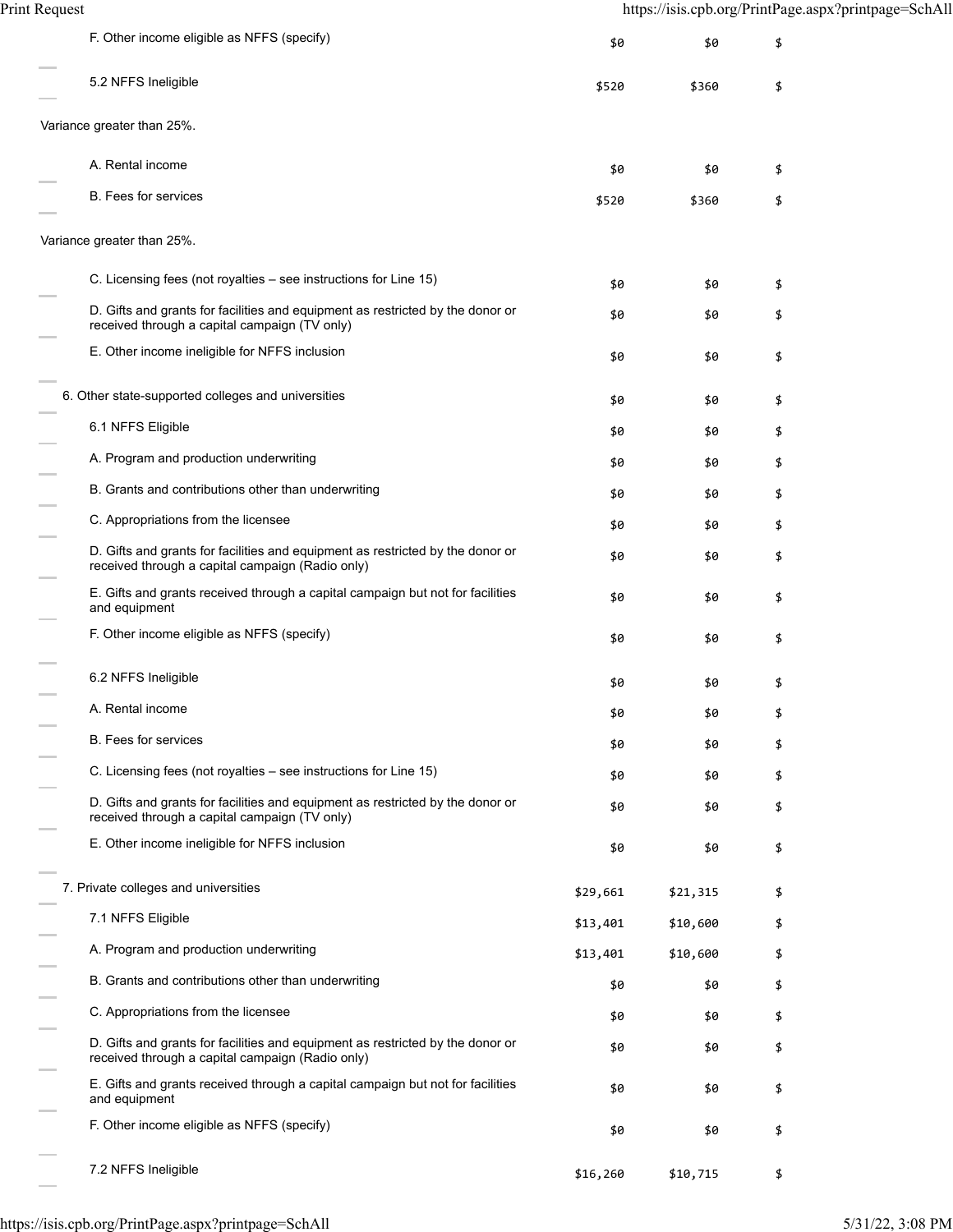| | | | |
|---|---|---|---|
| F. Other income eligible as NFFS (specify) | $0 | $0 | $ |
| 5.2 NFFS Ineligible | $520 | $360 | $ |
| Variance greater than 25%. | | | |
| A. Rental income | $0 | $0 | $ |
| B. Fees for services | $520 | $360 | $ |
| Variance greater than 25%. | | | |
| C. Licensing fees (not royalties – see instructions for Line 15) | $0 | $0 | $ |
| D. Gifts and grants for facilities and equipment as restricted by the donor or received through a capital campaign (TV only) | $0 | $0 | $ |
| E. Other income ineligible for NFFS inclusion | $0 | $0 | $ |
| 6. Other state-supported colleges and universities | $0 | $0 | $ |
| 6.1 NFFS Eligible | $0 | $0 | $ |
| A. Program and production underwriting | $0 | $0 | $ |
| B. Grants and contributions other than underwriting | $0 | $0 | $ |
| C. Appropriations from the licensee | $0 | $0 | $ |
| D. Gifts and grants for facilities and equipment as restricted by the donor or received through a capital campaign (Radio only) | $0 | $0 | $ |
| E. Gifts and grants received through a capital campaign but not for facilities and equipment | $0 | $0 | $ |
| F. Other income eligible as NFFS (specify) | $0 | $0 | $ |
| 6.2 NFFS Ineligible | $0 | $0 | $ |
| A. Rental income | $0 | $0 | $ |
| B. Fees for services | $0 | $0 | $ |
| C. Licensing fees (not royalties – see instructions for Line 15) | $0 | $0 | $ |
| D. Gifts and grants for facilities and equipment as restricted by the donor or received through a capital campaign (TV only) | $0 | $0 | $ |
| E. Other income ineligible for NFFS inclusion | $0 | $0 | $ |
| 7. Private colleges and universities | $29,661 | $21,315 | $ |
| 7.1 NFFS Eligible | $13,401 | $10,600 | $ |
| A. Program and production underwriting | $13,401 | $10,600 | $ |
| B. Grants and contributions other than underwriting | $0 | $0 | $ |
| C. Appropriations from the licensee | $0 | $0 | $ |
| D. Gifts and grants for facilities and equipment as restricted by the donor or received through a capital campaign (Radio only) | $0 | $0 | $ |
| E. Gifts and grants received through a capital campaign but not for facilities and equipment | $0 | $0 | $ |
| F. Other income eligible as NFFS (specify) | $0 | $0 | $ |
| 7.2 NFFS Ineligible | $16,260 | $10,715 | $ |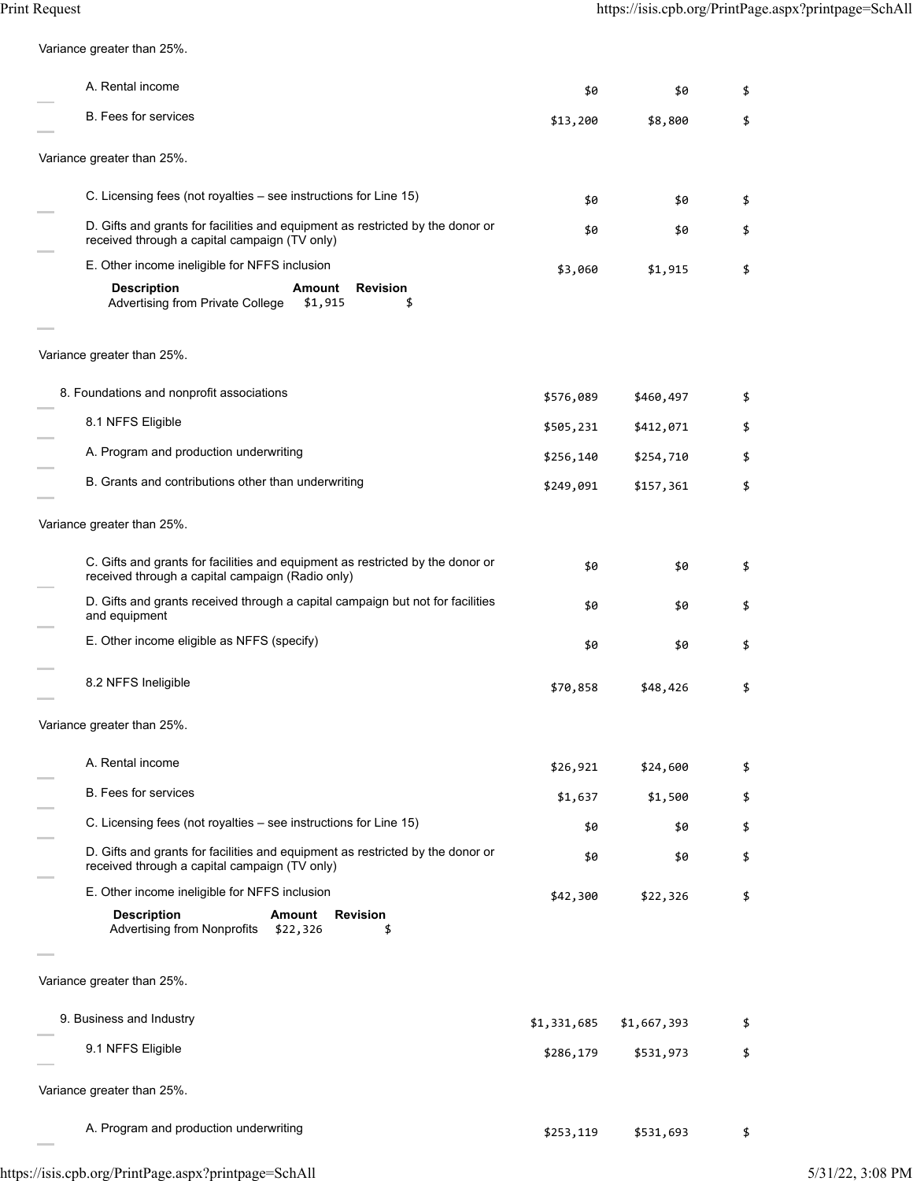Variance greater than 25%.

| | | | |
|---|---|---|---|
| A. Rental income | $0 | $0 | $ |
| B. Fees for services | $13,200 | $8,800 | $ |

Variance greater than 25%.

| | | | |
|---|---|---|---|
| C. Licensing fees (not royalties – see instructions for Line 15) | $0 | $0 | $ |
| D. Gifts and grants for facilities and equipment as restricted by the donor or received through a capital campaign (TV only) | $0 | $0 | $ |
| E. Other income ineligible for NFFS inclusion | $3,060 | $1,915 | $ |

| Description | Amount | Revision |
|---|---|---|
| Advertising from Private College | $1,915 | $ |

Variance greater than 25%.

| | | | |
|---|---|---|---|
| 8. Foundations and nonprofit associations | $576,089 | $460,497 | $ |
| 8.1 NFFS Eligible | $505,231 | $412,071 | $ |
| A. Program and production underwriting | $256,140 | $254,710 | $ |
| B. Grants and contributions other than underwriting | $249,091 | $157,361 | $ |

Variance greater than 25%.

| | | | |
|---|---|---|---|
| C. Gifts and grants for facilities and equipment as restricted by the donor or received through a capital campaign (Radio only) | $0 | $0 | $ |
| D. Gifts and grants received through a capital campaign but not for facilities and equipment | $0 | $0 | $ |
| E. Other income eligible as NFFS (specify) | $0 | $0 | $ |
| 8.2 NFFS Ineligible | $70,858 | $48,426 | $ |

Variance greater than 25%.

| | | | |
|---|---|---|---|
| A. Rental income | $26,921 | $24,600 | $ |
| B. Fees for services | $1,637 | $1,500 | $ |
| C. Licensing fees (not royalties – see instructions for Line 15) | $0 | $0 | $ |
| D. Gifts and grants for facilities and equipment as restricted by the donor or received through a capital campaign (TV only) | $0 | $0 | $ |
| E. Other income ineligible for NFFS inclusion | $42,300 | $22,326 | $ |

| Description | Amount | Revision |
|---|---|---|
| Advertising from Nonprofits | $22,326 | $ |

Variance greater than 25%.

| | | | |
|---|---|---|---|
| 9. Business and Industry | $1,331,685 | $1,667,393 | $ |
| 9.1 NFFS Eligible | $286,179 | $531,973 | $ |

Variance greater than 25%.

| | | | |
|---|---|---|---|
| A. Program and production underwriting | $253,119 | $531,693 | $ |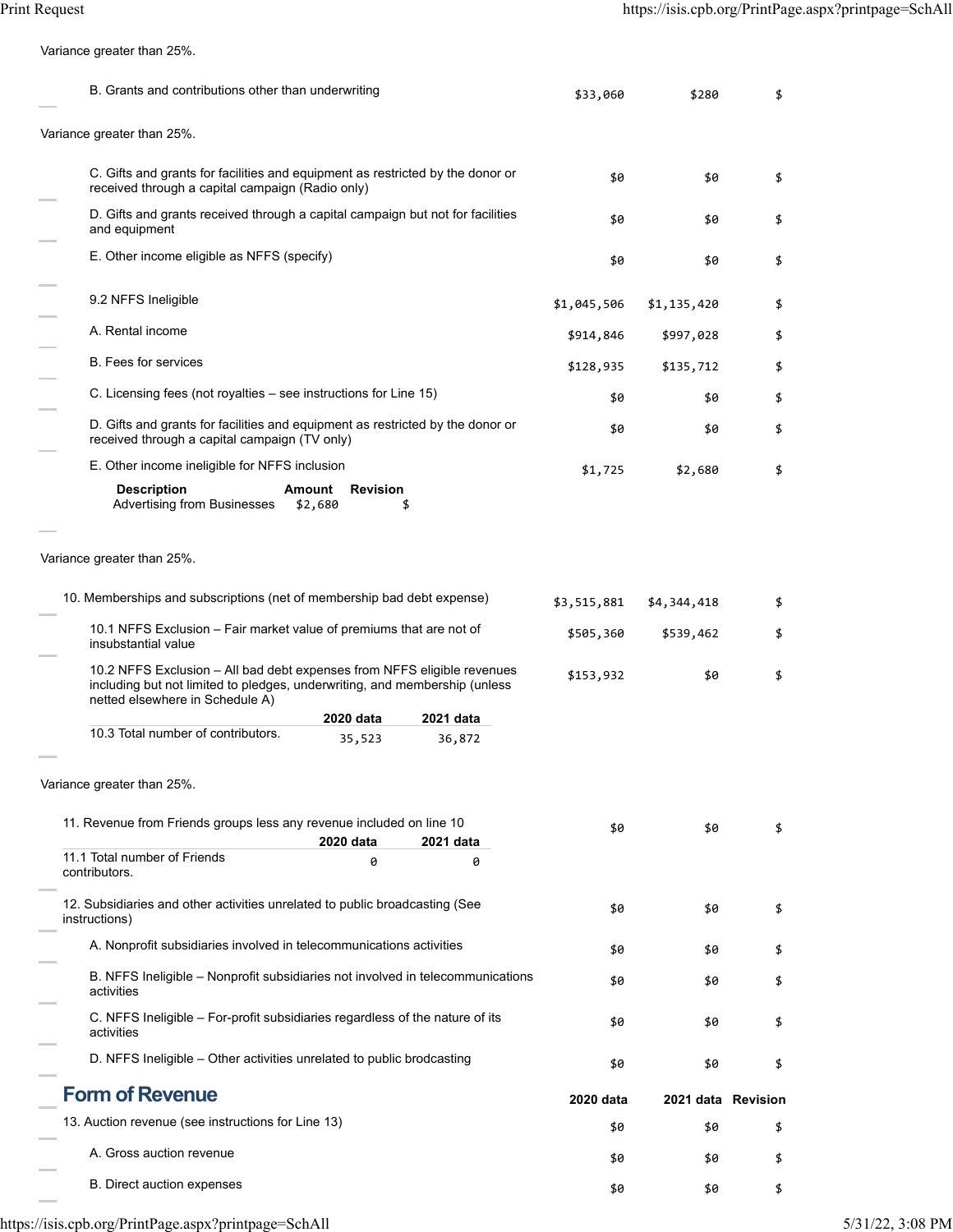Variance greater than 25%.

| | 2020 data | 2021 data | Revision |
|---|---|---|---|
| B. Grants and contributions other than underwriting | $33,060 | $280 | $ |

Variance greater than 25%.

| | 2020 data | 2021 data | Revision |
|---|---|---|---|
| C. Gifts and grants for facilities and equipment as restricted by the donor or received through a capital campaign (Radio only) | $0 | $0 | $ |
| D. Gifts and grants received through a capital campaign but not for facilities and equipment | $0 | $0 | $ |
| E. Other income eligible as NFFS (specify) | $0 | $0 | $ |
| 9.2 NFFS Ineligible | $1,045,506 | $1,135,420 | $ |
| A. Rental income | $914,846 | $997,028 | $ |
| B. Fees for services | $128,935 | $135,712 | $ |
| C. Licensing fees (not royalties – see instructions for Line 15) | $0 | $0 | $ |
| D. Gifts and grants for facilities and equipment as restricted by the donor or received through a capital campaign (TV only) | $0 | $0 | $ |
| E. Other income ineligible for NFFS inclusion | $1,725 | $2,680 | $ |

| Description | Amount | Revision |
|---|---|---|
| Advertising from Businesses | $2,680 | $ |

Variance greater than 25%.

| | 2020 data | 2021 data | Revision |
|---|---|---|---|
| 10. Memberships and subscriptions (net of membership bad debt expense) | $3,515,881 | $4,344,418 | $ |
| 10.1 NFFS Exclusion – Fair market value of premiums that are not of insubstantial value | $505,360 | $539,462 | $ |
| 10.2 NFFS Exclusion – All bad debt expenses from NFFS eligible revenues including but not limited to pledges, underwriting, and membership (unless netted elsewhere in Schedule A) | $153,932 | $0 | $ |

| | 2020 data | 2021 data |
|---|---|---|
| 10.3 Total number of contributors. | 35,523 | 36,872 |

Variance greater than 25%.

| | 2020 data | 2021 data | Revision |
|---|---|---|---|
| 11. Revenue from Friends groups less any revenue included on line 10 | $0 | $0 | $ |

| | 2020 data | 2021 data |
|---|---|---|
| 11.1 Total number of Friends contributors. | 0 | 0 |

| | 2020 data | 2021 data | Revision |
|---|---|---|---|
| 12. Subsidiaries and other activities unrelated to public broadcasting (See instructions) | $0 | $0 | $ |
| A. Nonprofit subsidiaries involved in telecommunications activities | $0 | $0 | $ |
| B. NFFS Ineligible – Nonprofit subsidiaries not involved in telecommunications activities | $0 | $0 | $ |
| C. NFFS Ineligible – For-profit subsidiaries regardless of the nature of its activities | $0 | $0 | $ |
| D. NFFS Ineligible – Other activities unrelated to public brodcasting | $0 | $0 | $ |

## Form of Revenue

| | 2020 data | 2021 data | Revision |
|---|---|---|---|
| 13. Auction revenue (see instructions for Line 13) | $0 | $0 | $ |
| A. Gross auction revenue | $0 | $0 | $ |
| B. Direct auction expenses | $0 | $0 | $ |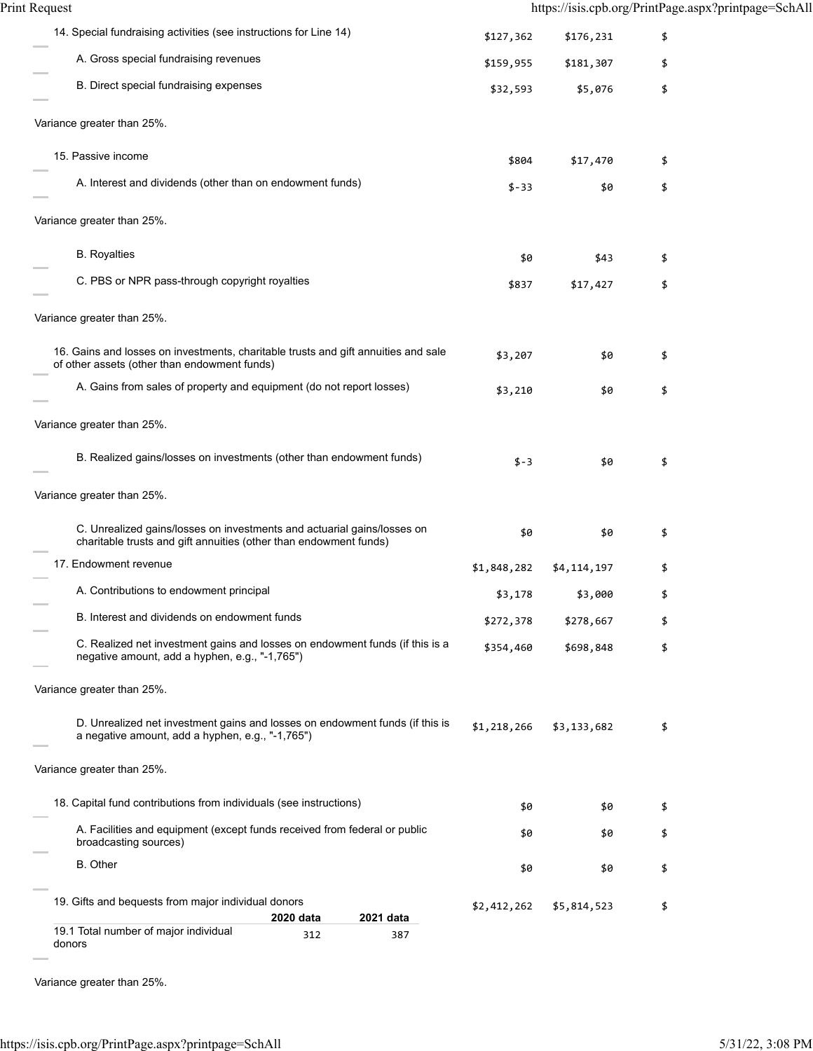| Item | 2020 | 2021 | |
|---|---|---|---|
| 14. Special fundraising activities (see instructions for Line 14) | $127,362 | $176,231 | $ |
| A. Gross special fundraising revenues | $159,955 | $181,307 | $ |
| B. Direct special fundraising expenses | $32,593 | $5,076 | $ |

Variance greater than 25%.

| Item | 2020 | 2021 | |
|---|---|---|---|
| 15. Passive income | $804 | $17,470 | $ |
| A. Interest and dividends (other than on endowment funds) | $-33 | $0 | $ |

Variance greater than 25%.

| Item | 2020 | 2021 | |
|---|---|---|---|
| B. Royalties | $0 | $43 | $ |
| C. PBS or NPR pass-through copyright royalties | $837 | $17,427 | $ |

Variance greater than 25%.

| Item | 2020 | 2021 | |
|---|---|---|---|
| 16. Gains and losses on investments, charitable trusts and gift annuities and sale of other assets (other than endowment funds) | $3,207 | $0 | $ |
| A. Gains from sales of property and equipment (do not report losses) | $3,210 | $0 | $ |

Variance greater than 25%.

| Item | 2020 | 2021 | |
|---|---|---|---|
| B. Realized gains/losses on investments (other than endowment funds) | $-3 | $0 | $ |

Variance greater than 25%.

| Item | 2020 | 2021 | |
|---|---|---|---|
| C. Unrealized gains/losses on investments and actuarial gains/losses on charitable trusts and gift annuities (other than endowment funds) | $0 | $0 | $ |
| 17. Endowment revenue | $1,848,282 | $4,114,197 | $ |
| A. Contributions to endowment principal | $3,178 | $3,000 | $ |
| B. Interest and dividends on endowment funds | $272,378 | $278,667 | $ |
| C. Realized net investment gains and losses on endowment funds (if this is a negative amount, add a hyphen, e.g., "-1,765") | $354,460 | $698,848 | $ |

Variance greater than 25%.

| Item | 2020 | 2021 | |
|---|---|---|---|
| D. Unrealized net investment gains and losses on endowment funds (if this is a negative amount, add a hyphen, e.g., "-1,765") | $1,218,266 | $3,133,682 | $ |

Variance greater than 25%.

| Item | 2020 | 2021 | |
|---|---|---|---|
| 18. Capital fund contributions from individuals (see instructions) | $0 | $0 | $ |
| A. Facilities and equipment (except funds received from federal or public broadcasting sources) | $0 | $0 | $ |
| B. Other | $0 | $0 | $ |
| 19. Gifts and bequests from major individual donors | $2,412,262 | $5,814,523 | $ |

| | 2020 data | 2021 data |
|---|---|---|
| 19.1 Total number of major individual donors | 312 | 387 |

Variance greater than 25%.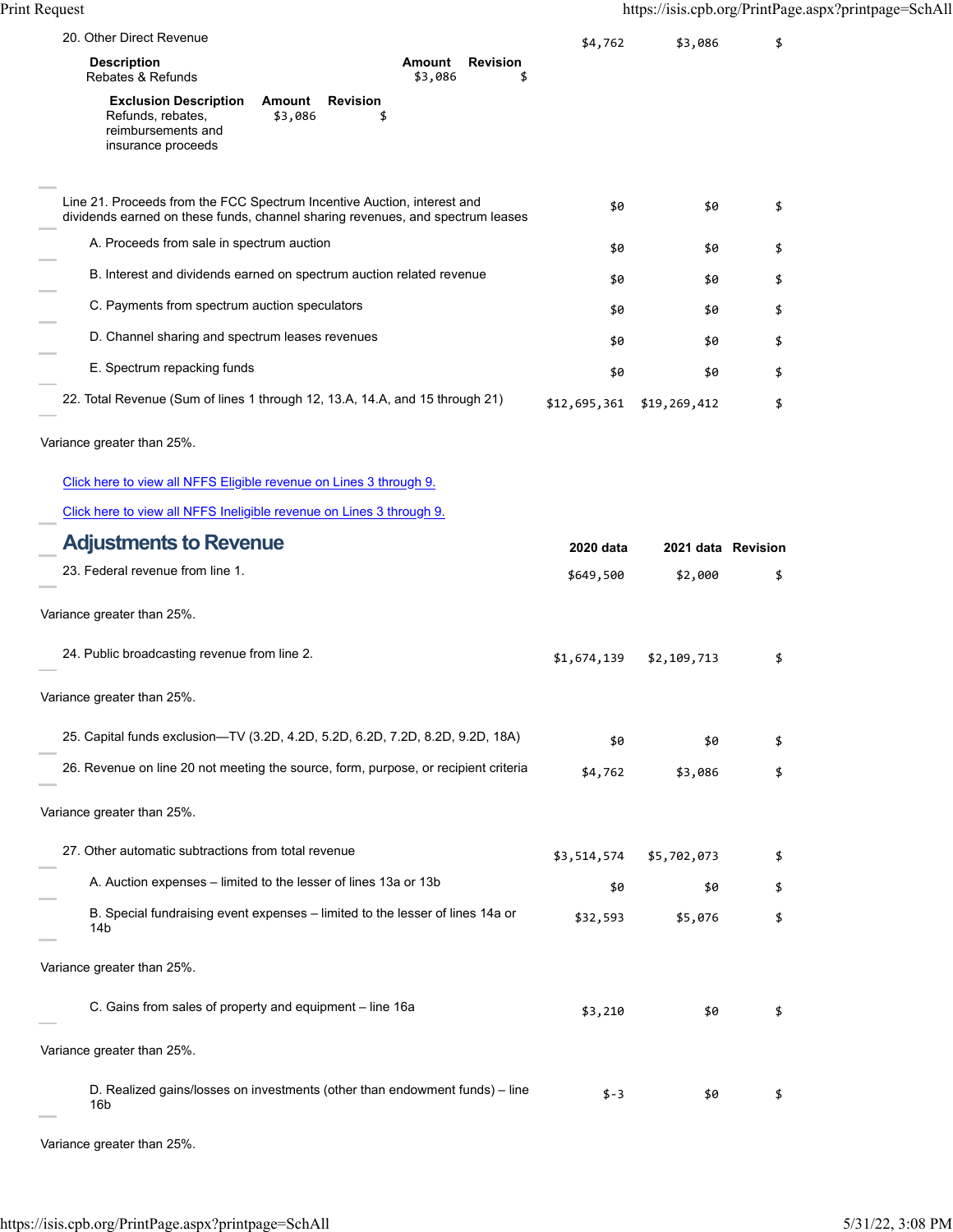| | | | |
|---|---|---|---|
| 20. Other Direct Revenue | $4,762 | $3,086 | $ |

| Description | Amount | Revision |
|---|---|---|
| Rebates & Refunds | $3,086 | $ |

| Exclusion Description | Amount | Revision |
|---|---|---|
| Refunds, rebates, reimbursements and insurance proceeds | $3,086 | $ |

| | | | |
|---|---|---|---|
| Line 21. Proceeds from the FCC Spectrum Incentive Auction, interest and dividends earned on these funds, channel sharing revenues, and spectrum leases | $0 | $0 | $ |
| A. Proceeds from sale in spectrum auction | $0 | $0 | $ |
| B. Interest and dividends earned on spectrum auction related revenue | $0 | $0 | $ |
| C. Payments from spectrum auction speculators | $0 | $0 | $ |
| D. Channel sharing and spectrum leases revenues | $0 | $0 | $ |
| E. Spectrum repacking funds | $0 | $0 | $ |
| 22. Total Revenue (Sum of lines 1 through 12, 13.A, 14.A, and 15 through 21) | $12,695,361 | $19,269,412 | $ |

Variance greater than 25%.

Click here to view all NFFS Eligible revenue on Lines 3 through 9.

Click here to view all NFFS Ineligible revenue on Lines 3 through 9.

## Adjustments to Revenue

| | 2020 data | 2021 data | Revision |
|---|---|---|---|
| 23. Federal revenue from line 1. | $649,500 | $2,000 | $ |

Variance greater than 25%.

| | | | |
|---|---|---|---|
| 24. Public broadcasting revenue from line 2. | $1,674,139 | $2,109,713 | $ |

Variance greater than 25%.

| | | | |
|---|---|---|---|
| 25. Capital funds exclusion—TV (3.2D, 4.2D, 5.2D, 6.2D, 7.2D, 8.2D, 9.2D, 18A) | $0 | $0 | $ |
| 26. Revenue on line 20 not meeting the source, form, purpose, or recipient criteria | $4,762 | $3,086 | $ |

Variance greater than 25%.

| | | | |
|---|---|---|---|
| 27. Other automatic subtractions from total revenue | $3,514,574 | $5,702,073 | $ |
| A. Auction expenses – limited to the lesser of lines 13a or 13b | $0 | $0 | $ |
| B. Special fundraising event expenses – limited to the lesser of lines 14a or 14b | $32,593 | $5,076 | $ |

Variance greater than 25%.

| | | | |
|---|---|---|---|
| C. Gains from sales of property and equipment – line 16a | $3,210 | $0 | $ |

Variance greater than 25%.

| | | | |
|---|---|---|---|
| D. Realized gains/losses on investments (other than endowment funds) – line 16b | $-3 | $0 | $ |

Variance greater than 25%.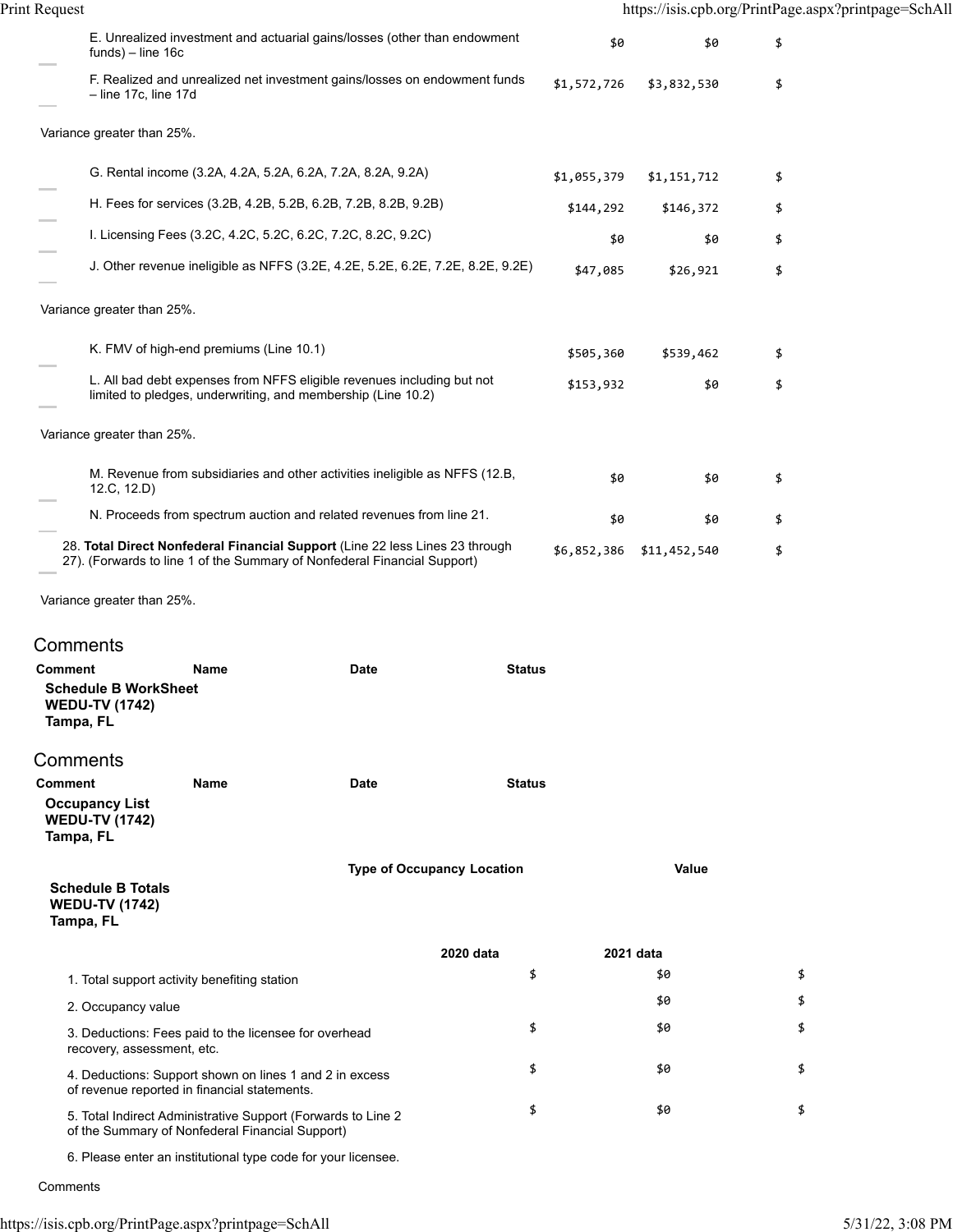| | | | |
|---|---|---|---|
| E. Unrealized investment and actuarial gains/losses (other than endowment funds) – line 16c | $0 | $0 | $ |
| F. Realized and unrealized net investment gains/losses on endowment funds – line 17c, line 17d | $1,572,726 | $3,832,530 | $ |

Variance greater than 25%.

| | | | |
|---|---|---|---|
| G. Rental income (3.2A, 4.2A, 5.2A, 6.2A, 7.2A, 8.2A, 9.2A) | $1,055,379 | $1,151,712 | $ |
| H. Fees for services (3.2B, 4.2B, 5.2B, 6.2B, 7.2B, 8.2B, 9.2B) | $144,292 | $146,372 | $ |
| I. Licensing Fees (3.2C, 4.2C, 5.2C, 6.2C, 7.2C, 8.2C, 9.2C) | $0 | $0 | $ |
| J. Other revenue ineligible as NFFS (3.2E, 4.2E, 5.2E, 6.2E, 7.2E, 8.2E, 9.2E) | $47,085 | $26,921 | $ |

Variance greater than 25%.

| | | | |
|---|---|---|---|
| K. FMV of high-end premiums (Line 10.1) | $505,360 | $539,462 | $ |
| L. All bad debt expenses from NFFS eligible revenues including but not limited to pledges, underwriting, and membership (Line 10.2) | $153,932 | $0 | $ |

Variance greater than 25%.

| | | | |
|---|---|---|---|
| M. Revenue from subsidiaries and other activities ineligible as NFFS (12.B, 12.C, 12.D) | $0 | $0 | $ |
| N. Proceeds from spectrum auction and related revenues from line 21. | $0 | $0 | $ |
| 28. **Total Direct Nonfederal Financial Support** (Line 22 less Lines 23 through 27). (Forwards to line 1 of the Summary of Nonfederal Financial Support) | $6,852,386 | $11,452,540 | $ |

Variance greater than 25%.

## Comments

| Comment | Name | Date | Status |
|---|---|---|---|

**Schedule B WorkSheet**
**WEDU-TV (1742)**
**Tampa, FL**

## Comments

| Comment | Name | Date | Status |
|---|---|---|---|

**Occupancy List**
**WEDU-TV (1742)**
**Tampa, FL**

| Type of Occupancy Location | Value |
|---|---|

**Schedule B Totals**
**WEDU-TV (1742)**
**Tampa, FL**

| | 2020 data | 2021 data | |
|---|---|---|---|
| 1. Total support activity benefiting station | $ | $0 | $ |
| 2. Occupancy value | | $0 | $ |
| 3. Deductions: Fees paid to the licensee for overhead recovery, assessment, etc. | $ | $0 | $ |
| 4. Deductions: Support shown on lines 1 and 2 in excess of revenue reported in financial statements. | $ | $0 | $ |
| 5. Total Indirect Administrative Support (Forwards to Line 2 of the Summary of Nonfederal Financial Support) | $ | $0 | $ |
| 6. Please enter an institutional type code for your licensee. | | | |

Comments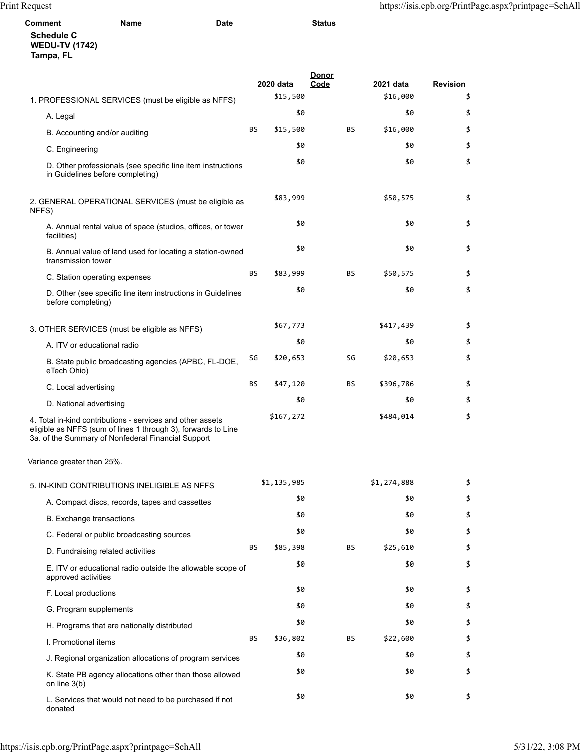| Comment | Name | Date | Status |
|---|---|---|---|

**Schedule C**
**WEDU-TV (1742)**
**Tampa, FL**

| | | 2020 data | Donor Code | | 2021 data | Revision |
|---|---|---|---|---|---|---|
| 1. PROFESSIONAL SERVICES (must be eligible as NFFS) | | $15,500 | | | $16,000 | $ |
| A. Legal | | $0 | | | $0 | $ |
| B. Accounting and/or auditing | BS | $15,500 | | BS | $16,000 | $ |
| C. Engineering | | $0 | | | $0 | $ |
| D. Other professionals (see specific line item instructions in Guidelines before completing) | | $0 | | | $0 | $ |
| 2. GENERAL OPERATIONAL SERVICES (must be eligible as NFFS) | | $83,999 | | | $50,575 | $ |
| A. Annual rental value of space (studios, offices, or tower facilities) | | $0 | | | $0 | $ |
| B. Annual value of land used for locating a station-owned transmission tower | | $0 | | | $0 | $ |
| C. Station operating expenses | BS | $83,999 | | BS | $50,575 | $ |
| D. Other (see specific line item instructions in Guidelines before completing) | | $0 | | | $0 | $ |
| 3. OTHER SERVICES (must be eligible as NFFS) | | $67,773 | | | $417,439 | $ |
| A. ITV or educational radio | | $0 | | | $0 | $ |
| B. State public broadcasting agencies (APBC, FL-DOE, eTech Ohio) | SG | $20,653 | | SG | $20,653 | $ |
| C. Local advertising | BS | $47,120 | | BS | $396,786 | $ |
| D. National advertising | | $0 | | | $0 | $ |
| 4. Total in-kind contributions - services and other assets eligible as NFFS (sum of lines 1 through 3), forwards to Line 3a. of the Summary of Nonfederal Financial Support | | $167,272 | | | $484,014 | $ |

Variance greater than 25%.

| | | 2020 data | Donor Code | | 2021 data | Revision |
|---|---|---|---|---|---|---|
| 5. IN-KIND CONTRIBUTIONS INELIGIBLE AS NFFS | | $1,135,985 | | | $1,274,888 | $ |
| A. Compact discs, records, tapes and cassettes | | $0 | | | $0 | $ |
| B. Exchange transactions | | $0 | | | $0 | $ |
| C. Federal or public broadcasting sources | | $0 | | | $0 | $ |
| D. Fundraising related activities | BS | $85,398 | | BS | $25,610 | $ |
| E. ITV or educational radio outside the allowable scope of approved activities | | $0 | | | $0 | $ |
| F. Local productions | | $0 | | | $0 | $ |
| G. Program supplements | | $0 | | | $0 | $ |
| H. Programs that are nationally distributed | | $0 | | | $0 | $ |
| I. Promotional items | BS | $36,802 | | BS | $22,600 | $ |
| J. Regional organization allocations of program services | | $0 | | | $0 | $ |
| K. State PB agency allocations other than those allowed on line 3(b) | | $0 | | | $0 | $ |
| L. Services that would not need to be purchased if not donated | | $0 | | | $0 | $ |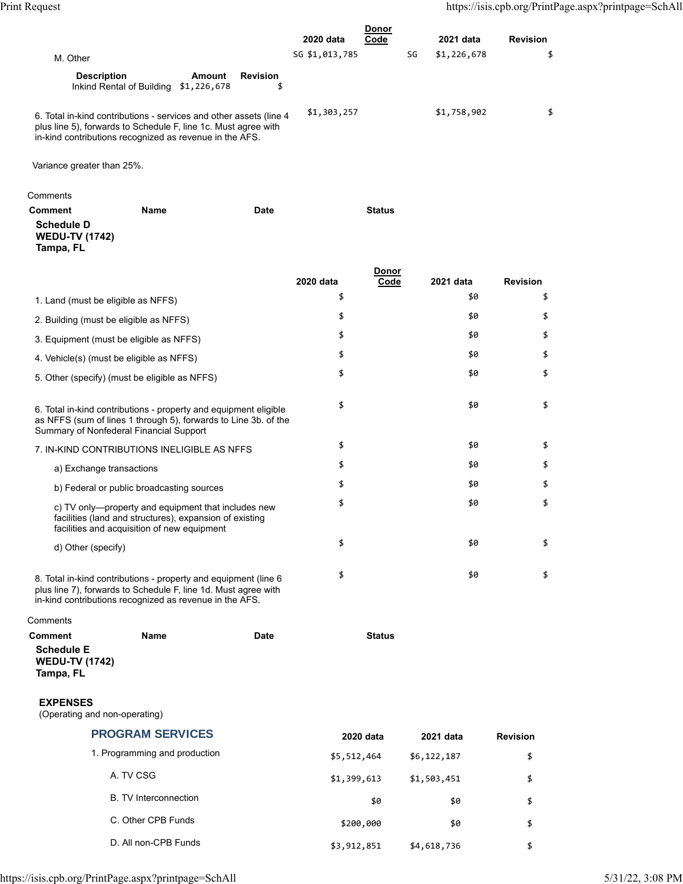| | 2020 data | Donor Code | 2021 data | Revision |
|---|---|---|---|---|
| M. Other | SG $1,013,785 | SG | $1,226,678 | $ |

| Description | Amount | Revision |
|---|---|---|
| Inkind Rental of Building | $1,226,678 | $ |

| | 2020 data | Donor Code | 2021 data | Revision |
|---|---|---|---|---|
| 6. Total in-kind contributions - services and other assets (line 4 plus line 5), forwards to Schedule F, line 1c. Must agree with in-kind contributions recognized as revenue in the AFS. | $1,303,257 | | $1,758,902 | $ |

Variance greater than 25%.

Comments

| Comment | Name | Date | Status |
|---|---|---|---|

**Schedule D**
**WEDU-TV (1742)**
**Tampa, FL**

| | 2020 data | Donor Code | 2021 data | Revision |
|---|---|---|---|---|
| 1. Land (must be eligible as NFFS) | $ | | $0 | $ |
| 2. Building (must be eligible as NFFS) | $ | | $0 | $ |
| 3. Equipment (must be eligible as NFFS) | $ | | $0 | $ |
| 4. Vehicle(s) (must be eligible as NFFS) | $ | | $0 | $ |
| 5. Other (specify) (must be eligible as NFFS) | $ | | $0 | $ |
| 6. Total in-kind contributions - property and equipment eligible as NFFS (sum of lines 1 through 5), forwards to Line 3b. of the Summary of Nonfederal Financial Support | $ | | $0 | $ |
| 7. IN-KIND CONTRIBUTIONS INELIGIBLE AS NFFS | $ | | $0 | $ |
| a) Exchange transactions | $ | | $0 | $ |
| b) Federal or public broadcasting sources | $ | | $0 | $ |
| c) TV only—property and equipment that includes new facilities (land and structures), expansion of existing facilities and acquisition of new equipment | $ | | $0 | $ |
| d) Other (specify) | $ | | $0 | $ |
| 8. Total in-kind contributions - property and equipment (line 6 plus line 7), forwards to Schedule F, line 1d. Must agree with in-kind contributions recognized as revenue in the AFS. | $ | | $0 | $ |

Comments

| Comment | Name | Date | Status |
|---|---|---|---|

**Schedule E**
**WEDU-TV (1742)**
**Tampa, FL**

**EXPENSES**
(Operating and non-operating)

## PROGRAM SERVICES

| | 2020 data | 2021 data | Revision |
|---|---|---|---|
| 1. Programming and production | $5,512,464 | $6,122,187 | $ |
| A. TV CSG | $1,399,613 | $1,503,451 | $ |
| B. TV Interconnection | $0 | $0 | $ |
| C. Other CPB Funds | $200,000 | $0 | $ |
| D. All non-CPB Funds | $3,912,851 | $4,618,736 | $ |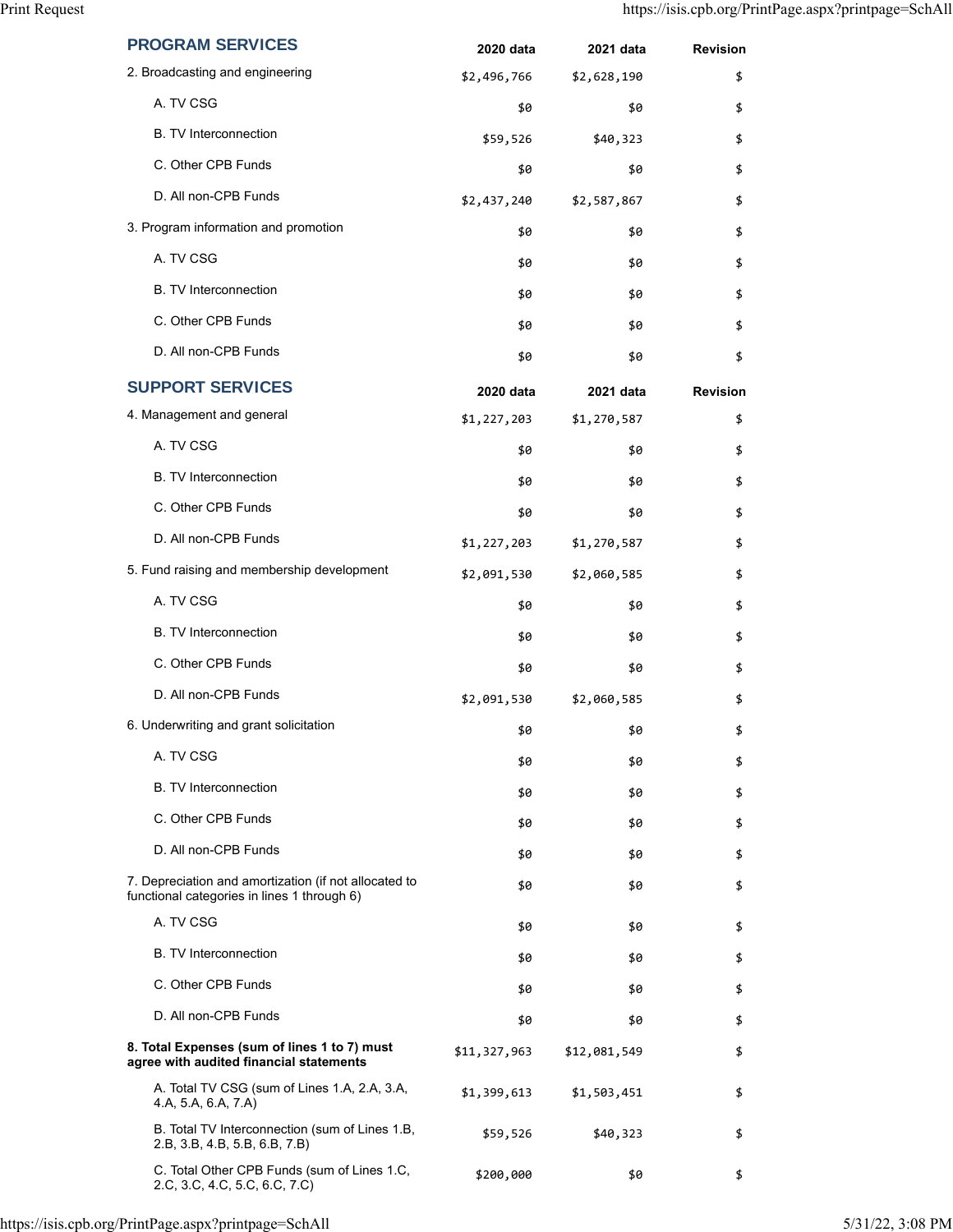## PROGRAM SERVICES

| | 2020 data | 2021 data | Revision |
|---|---|---|---|
| 2. Broadcasting and engineering | $2,496,766 | $2,628,190 | $ |
| A. TV CSG | $0 | $0 | $ |
| B. TV Interconnection | $59,526 | $40,323 | $ |
| C. Other CPB Funds | $0 | $0 | $ |
| D. All non-CPB Funds | $2,437,240 | $2,587,867 | $ |
| 3. Program information and promotion | $0 | $0 | $ |
| A. TV CSG | $0 | $0 | $ |
| B. TV Interconnection | $0 | $0 | $ |
| C. Other CPB Funds | $0 | $0 | $ |
| D. All non-CPB Funds | $0 | $0 | $ |

## SUPPORT SERVICES

| | 2020 data | 2021 data | Revision |
|---|---|---|---|
| 4. Management and general | $1,227,203 | $1,270,587 | $ |
| A. TV CSG | $0 | $0 | $ |
| B. TV Interconnection | $0 | $0 | $ |
| C. Other CPB Funds | $0 | $0 | $ |
| D. All non-CPB Funds | $1,227,203 | $1,270,587 | $ |
| 5. Fund raising and membership development | $2,091,530 | $2,060,585 | $ |
| A. TV CSG | $0 | $0 | $ |
| B. TV Interconnection | $0 | $0 | $ |
| C. Other CPB Funds | $0 | $0 | $ |
| D. All non-CPB Funds | $2,091,530 | $2,060,585 | $ |
| 6. Underwriting and grant solicitation | $0 | $0 | $ |
| A. TV CSG | $0 | $0 | $ |
| B. TV Interconnection | $0 | $0 | $ |
| C. Other CPB Funds | $0 | $0 | $ |
| D. All non-CPB Funds | $0 | $0 | $ |
| 7. Depreciation and amortization (if not allocated to functional categories in lines 1 through 6) | $0 | $0 | $ |
| A. TV CSG | $0 | $0 | $ |
| B. TV Interconnection | $0 | $0 | $ |
| C. Other CPB Funds | $0 | $0 | $ |
| D. All non-CPB Funds | $0 | $0 | $ |
| **8. Total Expenses (sum of lines 1 to 7) must agree with audited financial statements** | $11,327,963 | $12,081,549 | $ |
| A. Total TV CSG (sum of Lines 1.A, 2.A, 3.A, 4.A, 5.A, 6.A, 7.A) | $1,399,613 | $1,503,451 | $ |
| B. Total TV Interconnection (sum of Lines 1.B, 2.B, 3.B, 4.B, 5.B, 6.B, 7.B) | $59,526 | $40,323 | $ |
| C. Total Other CPB Funds (sum of Lines 1.C, 2.C, 3.C, 4.C, 5.C, 6.C, 7.C) | $200,000 | $0 | $ |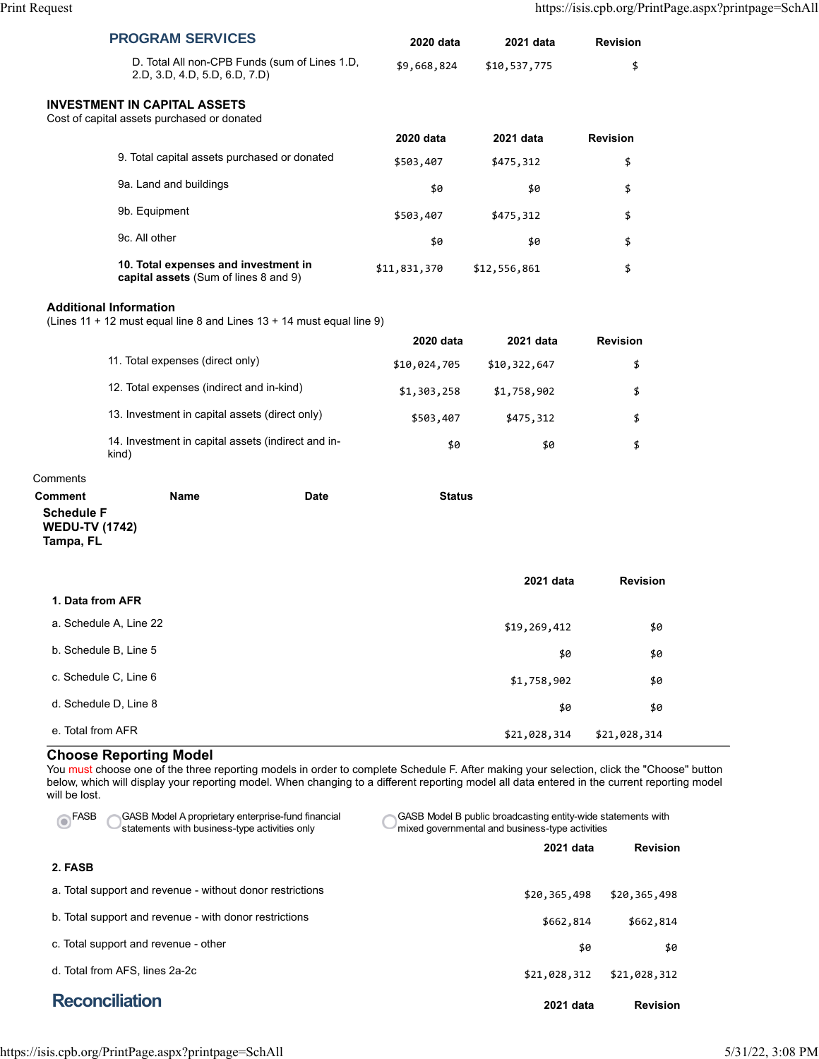## PROGRAM SERVICES

| | 2020 data | 2021 data | Revision |
|---|---|---|---|
| D. Total All non-CPB Funds (sum of Lines 1.D, 2.D, 3.D, 4.D, 5.D, 6.D, 7.D) | $9,668,824 | $10,537,775 | $ |

### INVESTMENT IN CAPITAL ASSETS

Cost of capital assets purchased or donated

| | 2020 data | 2021 data | Revision |
|---|---|---|---|
| 9. Total capital assets purchased or donated | $503,407 | $475,312 | $ |
| 9a. Land and buildings | $0 | $0 | $ |
| 9b. Equipment | $503,407 | $475,312 | $ |
| 9c. All other | $0 | $0 | $ |
| **10. Total expenses and investment in capital assets** (Sum of lines 8 and 9) | $11,831,370 | $12,556,861 | $ |

### Additional Information

(Lines 11 + 12 must equal line 8 and Lines 13 + 14 must equal line 9)

| | 2020 data | 2021 data | Revision |
|---|---|---|---|
| 11. Total expenses (direct only) | $10,024,705 | $10,322,647 | $ |
| 12. Total expenses (indirect and in-kind) | $1,303,258 | $1,758,902 | $ |
| 13. Investment in capital assets (direct only) | $503,407 | $475,312 | $ |
| 14. Investment in capital assets (indirect and in-kind) | $0 | $0 | $ |

Comments

| Comment | Name | Date | Status |
|---|---|---|---|

## Schedule F
**WEDU-TV (1742)**
**Tampa, FL**

| | 2021 data | Revision |
|---|---|---|
| **1. Data from AFR** | | |
| a. Schedule A, Line 22 | $19,269,412 | $0 |
| b. Schedule B, Line 5 | $0 | $0 |
| c. Schedule C, Line 6 | $1,758,902 | $0 |
| d. Schedule D, Line 8 | $0 | $0 |
| e. Total from AFR | $21,028,314 | $21,028,314 |

### Choose Reporting Model

You must choose one of the three reporting models in order to complete Schedule F. After making your selection, click the "Choose" button below, which will display your reporting model. When changing to a different reporting model all data entered in the current reporting model will be lost.

(●) FASB ( ) GASB Model A proprietary enterprise-fund financial statements with business-type activities only ( ) GASB Model B public broadcasting entity-wide statements with mixed governmental and business-type activities

| | 2021 data | Revision |
|---|---|---|
| **2. FASB** | | |
| a. Total support and revenue - without donor restrictions | $20,365,498 | $20,365,498 |
| b. Total support and revenue - with donor restrictions | $662,814 | $662,814 |
| c. Total support and revenue - other | $0 | $0 |
| d. Total from AFS, lines 2a-2c | $21,028,312 | $21,028,312 |

## Reconciliation

| | 2021 data | Revision |
|---|---|---|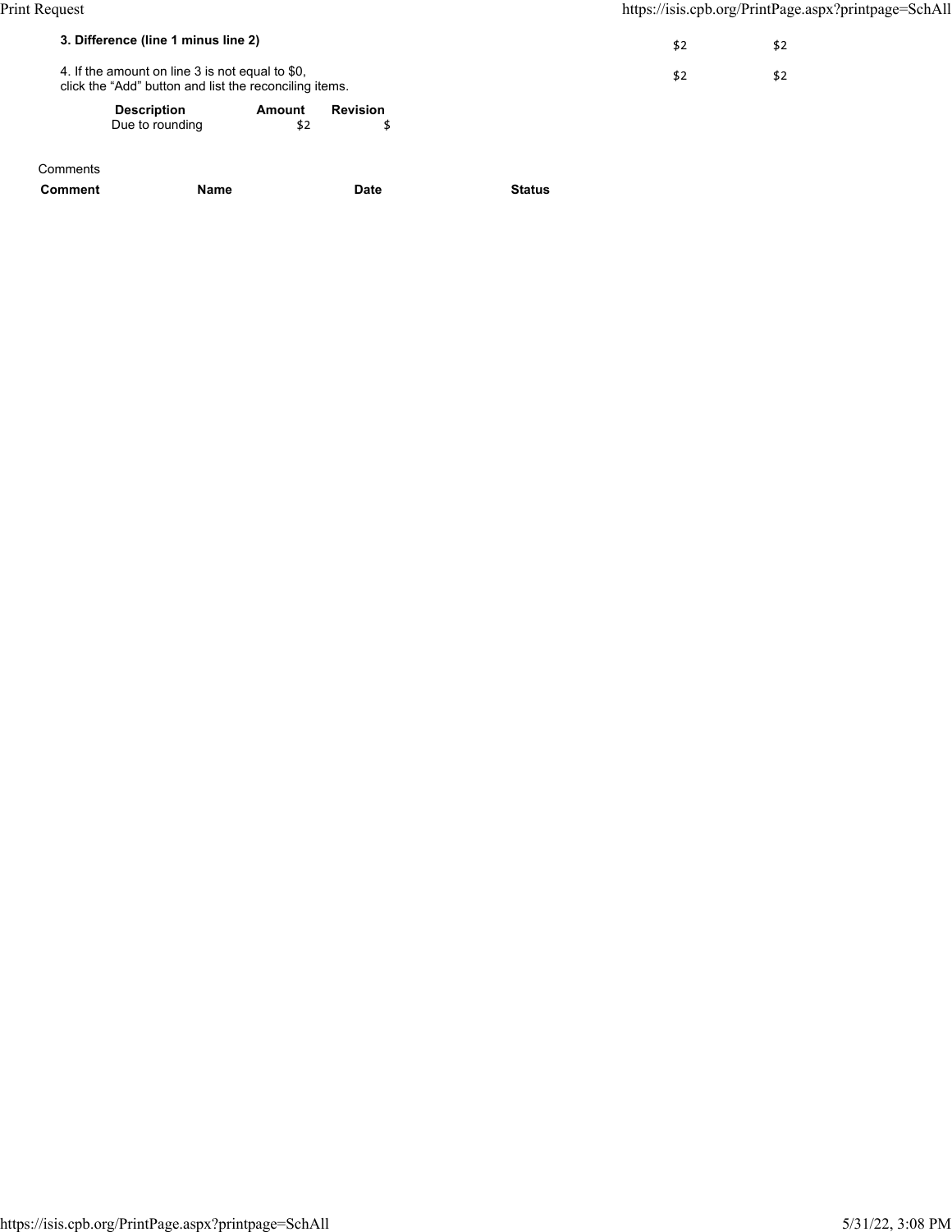| | | |
|---|---|---|
| **3. Difference (line 1 minus line 2)** | $2 | $2 |
| 4. If the amount on line 3 is not equal to $0, click the “Add” button and list the reconciling items. | $2 | $2 |

| Description | Amount | Revision |
|---|---|---|
| Due to rounding | $2 | $ |

Comments

| Comment | Name | Date | Status |
|---|---|---|---|